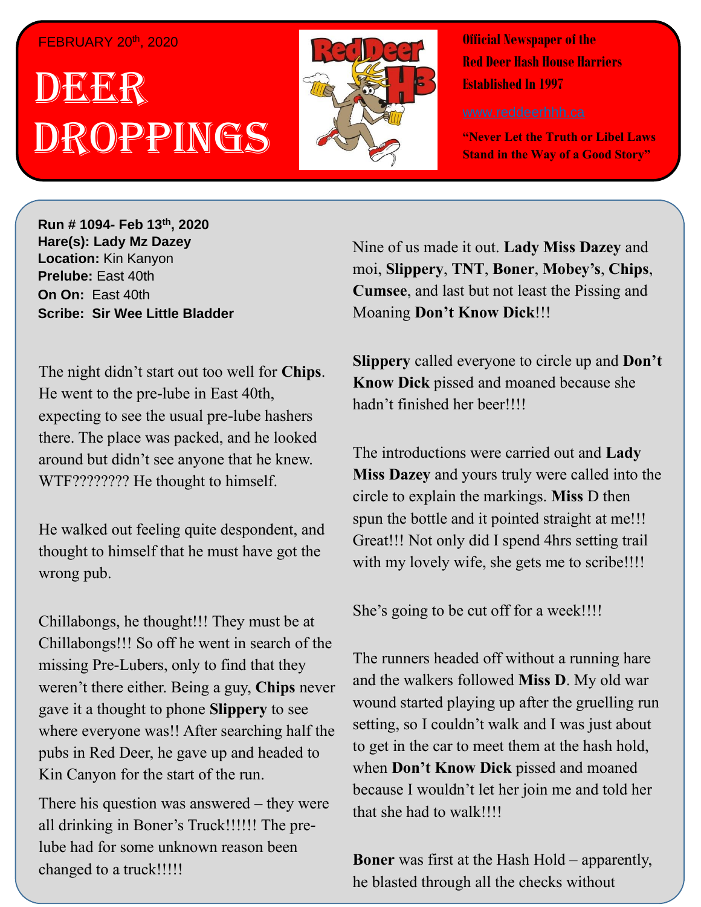FEBRUARY 20th, 2020

# DEER DROPPINGS

**Official Newspaper of the Red Deer Hash House Harriers Established In 1997**

www.reddeerhhh.ca

**"Never Let the Truth or Libel Laws Stand in the Way of a Good Story"**

**Run # 1094- Feb 13th, 2020**
**Hare(s): Lady Mz Dazey**
**Location:** Kin Kanyon
**Prelube:** East 40th
**On On:** East 40th
**Scribe: Sir Wee Little Bladder**

The night didn't start out too well for **Chips**. He went to the pre-lube in East 40th, expecting to see the usual pre-lube hashers there. The place was packed, and he looked around but didn't see anyone that he knew. WTF???????? He thought to himself.

He walked out feeling quite despondent, and thought to himself that he must have got the wrong pub.

Chillabongs, he thought!!! They must be at Chillabongs!!! So off he went in search of the missing Pre-Lubers, only to find that they weren't there either. Being a guy, **Chips** never gave it a thought to phone **Slippery** to see where everyone was!! After searching half the pubs in Red Deer, he gave up and headed to Kin Canyon for the start of the run.

There his question was answered – they were all drinking in Boner's Truck!!!!!! The pre-lube had for some unknown reason been changed to a truck!!!!!

Nine of us made it out. **Lady Miss Dazey** and moi, **Slippery**, **TNT**, **Boner**, **Mobey's**, **Chips**, **Cumsee**, and last but not least the Pissing and Moaning **Don't Know Dick**!!!

**Slippery** called everyone to circle up and **Don't Know Dick** pissed and moaned because she hadn't finished her beer!!!!

The introductions were carried out and **Lady Miss Dazey** and yours truly were called into the circle to explain the markings. **Miss** D then spun the bottle and it pointed straight at me!!! Great!!! Not only did I spend 4hrs setting trail with my lovely wife, she gets me to scribe!!!!

She's going to be cut off for a week!!!!

The runners headed off without a running hare and the walkers followed **Miss D**. My old war wound started playing up after the gruelling run setting, so I couldn't walk and I was just about to get in the car to meet them at the hash hold, when **Don't Know Dick** pissed and moaned because I wouldn't let her join me and told her that she had to walk!!!!

**Boner** was first at the Hash Hold – apparently, he blasted through all the checks without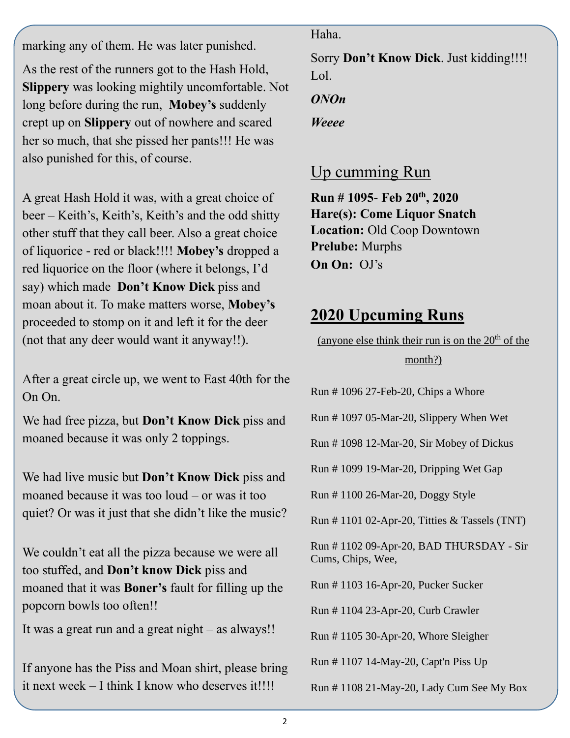marking any of them. He was later punished.

As the rest of the runners got to the Hash Hold, **Slippery** was looking mightily uncomfortable. Not long before during the run, **Mobey's** suddenly crept up on **Slippery** out of nowhere and scared her so much, that she pissed her pants!!! He was also punished for this, of course.

A great Hash Hold it was, with a great choice of beer – Keith's, Keith's, Keith's and the odd shitty other stuff that they call beer. Also a great choice of liquorice - red or black!!!! **Mobey's** dropped a red liquorice on the floor (where it belongs, I'd say) which made **Don't Know Dick** piss and moan about it. To make matters worse, **Mobey's** proceeded to stomp on it and left it for the deer (not that any deer would want it anyway!!).

After a great circle up, we went to East 40th for the On On.

We had free pizza, but **Don't Know Dick** piss and moaned because it was only 2 toppings.

We had live music but **Don't Know Dick** piss and moaned because it was too loud – or was it too quiet? Or was it just that she didn't like the music?

We couldn't eat all the pizza because we were all too stuffed, and **Don't know Dick** piss and moaned that it was **Boner's** fault for filling up the popcorn bowls too often!!

It was a great run and a great night – as always!!

If anyone has the Piss and Moan shirt, please bring it next week – I think I know who deserves it!!!!

Haha.

Sorry **Don't Know Dick**. Just kidding!!!! Lol.

***ONOn***

***Weeee***

## Up cumming Run

**Run # 1095- Feb 20th, 2020**
**Hare(s): Come Liquor Snatch**
**Location:** Old Coop Downtown
**Prelube:** Murphs
**On On:** OJ's

## **2020 Upcuming Runs**

(anyone else think their run is on the 20th of the month?)

Run # 1096 27-Feb-20, Chips a Whore

Run # 1097 05-Mar-20, Slippery When Wet

Run # 1098 12-Mar-20, Sir Mobey of Dickus

Run # 1099 19-Mar-20, Dripping Wet Gap

Run # 1100 26-Mar-20, Doggy Style

Run # 1101 02-Apr-20, Titties & Tassels (TNT)

Run # 1102 09-Apr-20, BAD THURSDAY - Sir Cums, Chips, Wee,

Run # 1103 16-Apr-20, Pucker Sucker

Run # 1104 23-Apr-20, Curb Crawler

Run # 1105 30-Apr-20, Whore Sleigher

Run # 1107 14-May-20, Capt'n Piss Up

Run # 1108 21-May-20, Lady Cum See My Box